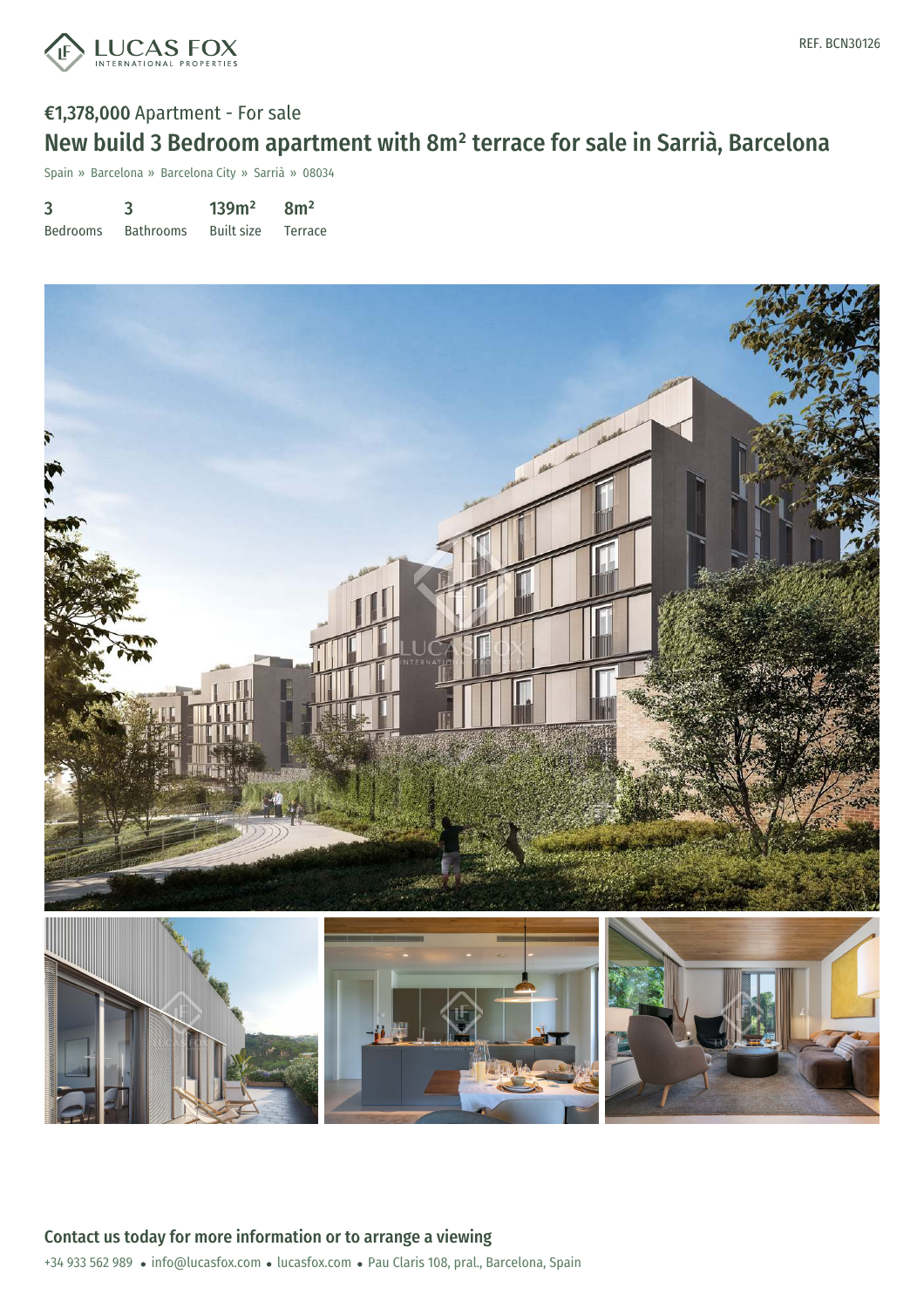REF. BCN30126

€1,378,000 Apartment - For sale

# New build 3 Bedroom apartment with 8m² terrace for sale in Sarrià, Barcelona

Spain » Barcelona » Barcelona City » Sarrià » 08034

| 3 | 3 | 139m² | 8m² |
|---|---|---|---|
| Bedrooms | Bathrooms | Built size | Terrace |

## Contact us today for more information or to arrange a viewing

+34 933 562 989 • info@lucasfox.com • lucasfox.com • Pau Claris 108, pral., Barcelona, Spain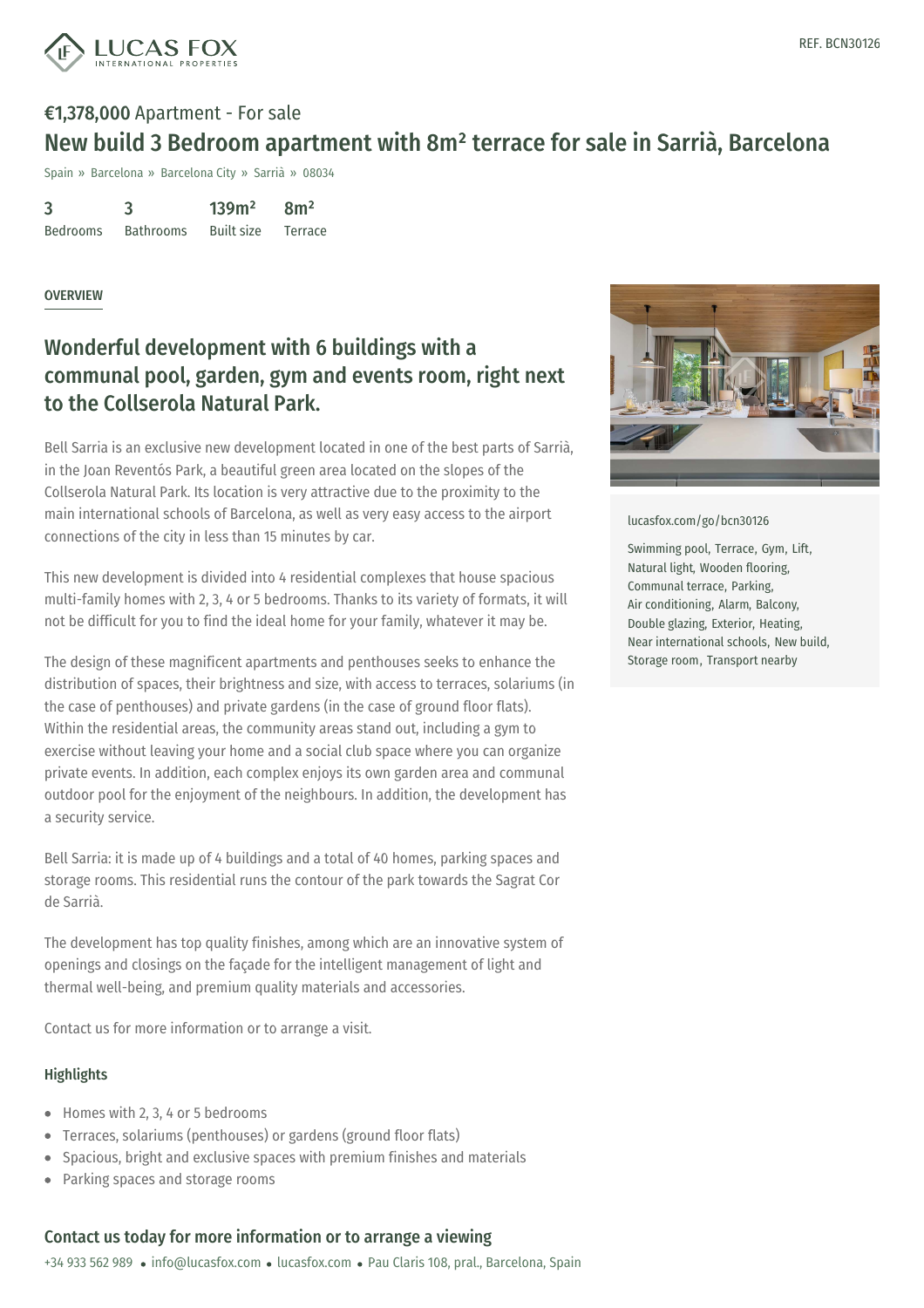REF. BCN30126

**€1,378,000** Apartment - For sale

# New build 3 Bedroom apartment with 8m² terrace for sale in Sarrià, Barcelona

Spain » Barcelona » Barcelona City » Sarrià » 08034

| 3 | 3 | 139m² | 8m² |
|---|---|---|---|
| Bedrooms | Bathrooms | Built size | Terrace |

## OVERVIEW

## Wonderful development with 6 buildings with a communal pool, garden, gym and events room, right next to the Collserola Natural Park.

Bell Sarria is an exclusive new development located in one of the best parts of Sarrià, in the Joan Reventós Park, a beautiful green area located on the slopes of the Collserola Natural Park. Its location is very attractive due to the proximity to the main international schools of Barcelona, as well as very easy access to the airport connections of the city in less than 15 minutes by car.

This new development is divided into 4 residential complexes that house spacious multi-family homes with 2, 3, 4 or 5 bedrooms. Thanks to its variety of formats, it will not be difficult for you to find the ideal home for your family, whatever it may be.

The design of these magnificent apartments and penthouses seeks to enhance the distribution of spaces, their brightness and size, with access to terraces, solariums (in the case of penthouses) and private gardens (in the case of ground floor flats). Within the residential areas, the community areas stand out, including a gym to exercise without leaving your home and a social club space where you can organize private events. In addition, each complex enjoys its own garden area and communal outdoor pool for the enjoyment of the neighbours. In addition, the development has a security service.

Bell Sarria: it is made up of 4 buildings and a total of 40 homes, parking spaces and storage rooms. This residential runs the contour of the park towards the Sagrat Cor de Sarrià.

The development has top quality finishes, among which are an innovative system of openings and closings on the façade for the intelligent management of light and thermal well-being, and premium quality materials and accessories.

Contact us for more information or to arrange a visit.

### Highlights

- Homes with 2, 3, 4 or 5 bedrooms
- Terraces, solariums (penthouses) or gardens (ground floor flats)
- Spacious, bright and exclusive spaces with premium finishes and materials
- Parking spaces and storage rooms

lucasfox.com/go/bcn30126

Swimming pool, Terrace, Gym, Lift, Natural light, Wooden flooring, Communal terrace, Parking, Air conditioning, Alarm, Balcony, Double glazing, Exterior, Heating, Near international schools, New build, Storage room, Transport nearby

### Contact us today for more information or to arrange a viewing

+34 933 562 989 • info@lucasfox.com • lucasfox.com • Pau Claris 108, pral., Barcelona, Spain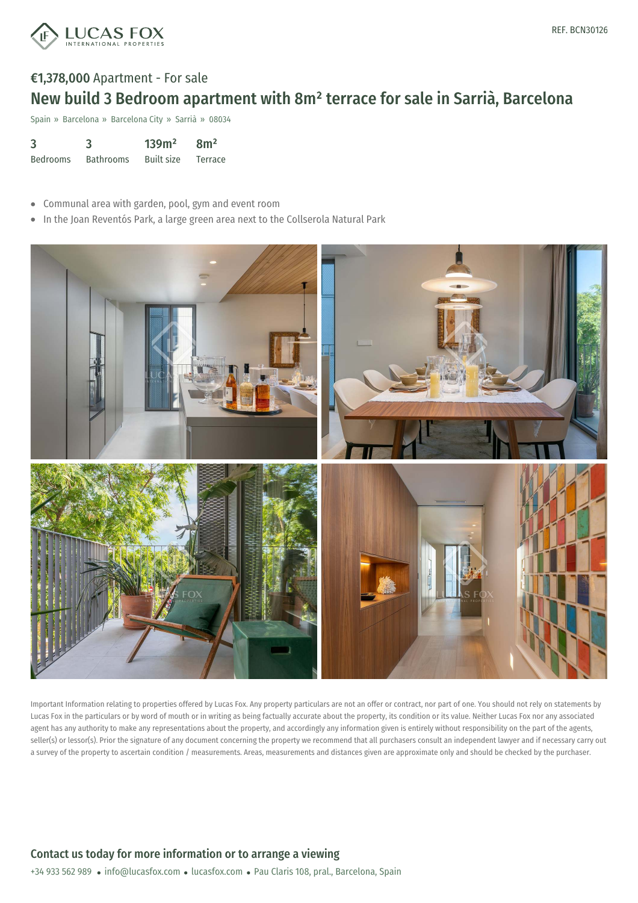REF. BCN30126

€1,378,000 Apartment - For sale

# New build 3 Bedroom apartment with 8m² terrace for sale in Sarrià, Barcelona

Spain » Barcelona » Barcelona City » Sarrià » 08034

| 3 | 3 | 139m² | 8m² |
| --- | --- | --- | --- |
| Bedrooms | Bathrooms | Built size | Terrace |

- Communal area with garden, pool, gym and event room
- In the Joan Reventós Park, a large green area next to the Collserola Natural Park

Important Information relating to properties offered by Lucas Fox. Any property particulars are not an offer or contract, nor part of one. You should not rely on statements by Lucas Fox in the particulars or by word of mouth or in writing as being factually accurate about the property, its condition or its value. Neither Lucas Fox nor any associated agent has any authority to make any representations about the property, and accordingly any information given is entirely without responsibility on the part of the agents, seller(s) or lessor(s). Prior the signature of any document concerning the property we recommend that all purchasers consult an independent lawyer and if necessary carry out a survey of the property to ascertain condition / measurements. Areas, measurements and distances given are approximate only and should be checked by the purchaser.

## Contact us today for more information or to arrange a viewing

+34 933 562 989 • info@lucasfox.com • lucasfox.com • Pau Claris 108, pral., Barcelona, Spain